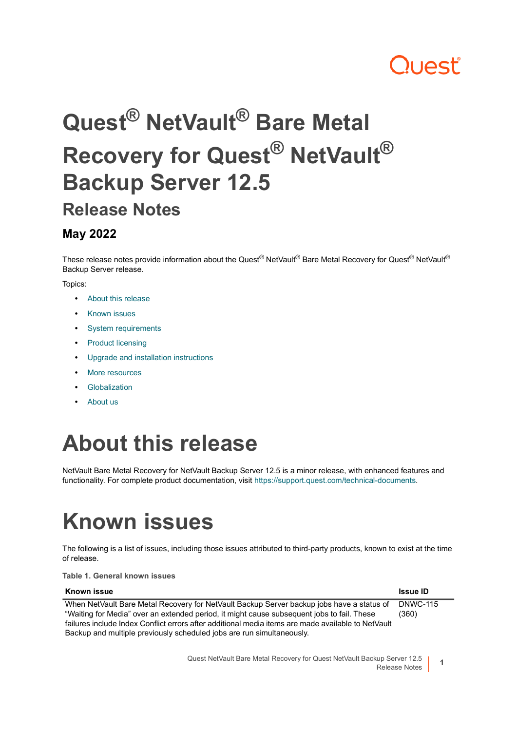Quest

# Quest® NetVault® Bare Metal Recovery for Quest® NetVault® Backup Server 12.5

## Release Notes

### May 2022

These release notes provide information about the Quest® NetVault® Bare Metal Recovery for Quest® NetVault® Backup Server release.

Topics:

- About this release
- Known issues
- System requirements
- Product licensing
- Upgrade and installation instructions
- More resources
- Globalization
- About us

# About this release

NetVault Bare Metal Recovery for NetVault Backup Server 12.5 is a minor release, with enhanced features and functionality. For complete product documentation, visit https://support.quest.com/technical-documents.

# Known issues

The following is a list of issues, including those issues attributed to third-party products, known to exist at the time of release.

**Table 1. General known issues**

| Known issue | Issue ID |
|---|---|
| When NetVault Bare Metal Recovery for NetVault Backup Server backup jobs have a status of “Waiting for Media” over an extended period, it might cause subsequent jobs to fail. These failures include Index Conflict errors after additional media items are made available to NetVault Backup and multiple previously scheduled jobs are run simultaneously. | DNWC-115 (360) |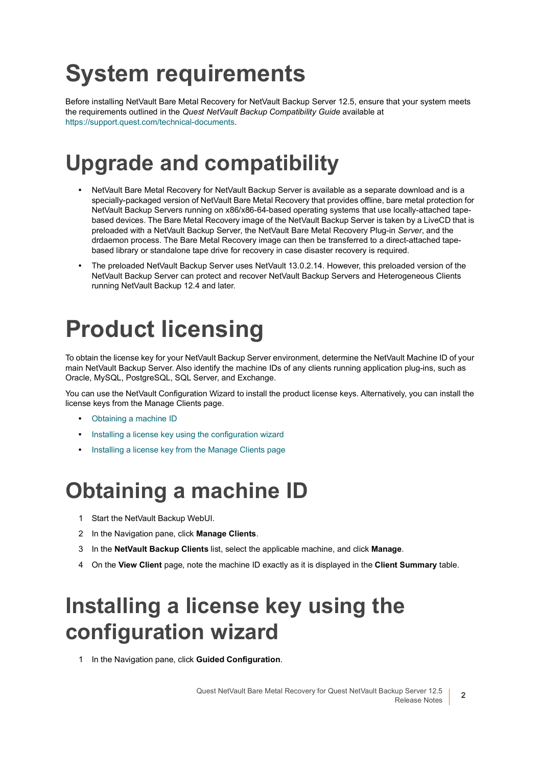# System requirements

Before installing NetVault Bare Metal Recovery for NetVault Backup Server 12.5, ensure that your system meets the requirements outlined in the *Quest NetVault Backup Compatibility Guide* available at https://support.quest.com/technical-documents.

# Upgrade and compatibility

- NetVault Bare Metal Recovery for NetVault Backup Server is available as a separate download and is a specially-packaged version of NetVault Bare Metal Recovery that provides offline, bare metal protection for NetVault Backup Servers running on x86/x86-64-based operating systems that use locally-attached tape-based devices. The Bare Metal Recovery image of the NetVault Backup Server is taken by a LiveCD that is preloaded with a NetVault Backup Server, the NetVault Bare Metal Recovery Plug-in *Server*, and the drdaemon process. The Bare Metal Recovery image can then be transferred to a direct-attached tape-based library or standalone tape drive for recovery in case disaster recovery is required.
- The preloaded NetVault Backup Server uses NetVault 13.0.2.14. However, this preloaded version of the NetVault Backup Server can protect and recover NetVault Backup Servers and Heterogeneous Clients running NetVault Backup 12.4 and later.

# Product licensing

To obtain the license key for your NetVault Backup Server environment, determine the NetVault Machine ID of your main NetVault Backup Server. Also identify the machine IDs of any clients running application plug-ins, such as Oracle, MySQL, PostgreSQL, SQL Server, and Exchange.

You can use the NetVault Configuration Wizard to install the product license keys. Alternatively, you can install the license keys from the Manage Clients page.

- Obtaining a machine ID
- Installing a license key using the configuration wizard
- Installing a license key from the Manage Clients page

# Obtaining a machine ID

1. Start the NetVault Backup WebUI.
2. In the Navigation pane, click **Manage Clients**.
3. In the **NetVault Backup Clients** list, select the applicable machine, and click **Manage**.
4. On the **View Client** page, note the machine ID exactly as it is displayed in the **Client Summary** table.

# Installing a license key using the configuration wizard

1. In the Navigation pane, click **Guided Configuration**.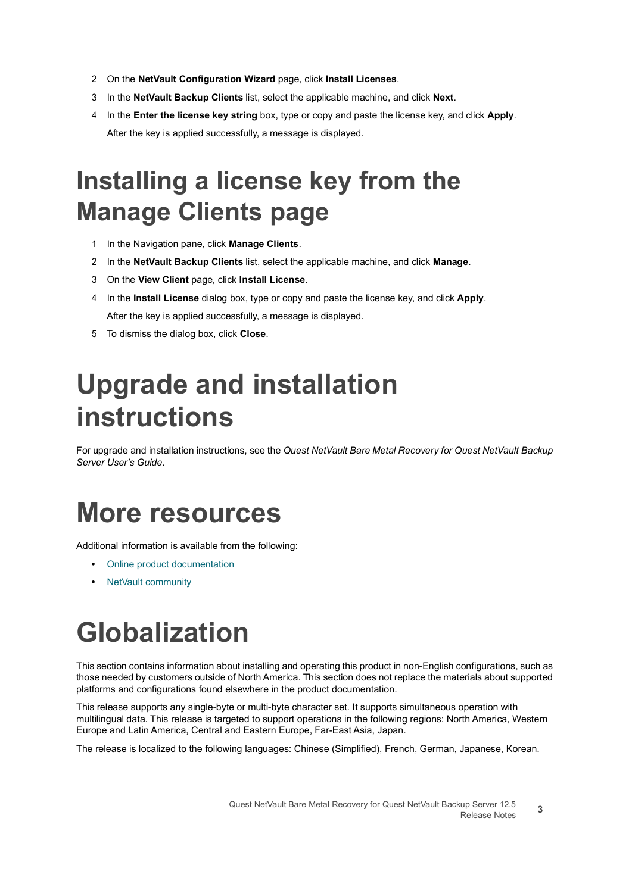2. On the **NetVault Configuration Wizard** page, click **Install Licenses**.
3. In the **NetVault Backup Clients** list, select the applicable machine, and click **Next**.
4. In the **Enter the license key string** box, type or copy and paste the license key, and click **Apply**.

   After the key is applied successfully, a message is displayed.

# Installing a license key from the Manage Clients page

1. In the Navigation pane, click **Manage Clients**.
2. In the **NetVault Backup Clients** list, select the applicable machine, and click **Manage**.
3. On the **View Client** page, click **Install License**.
4. In the **Install License** dialog box, type or copy and paste the license key, and click **Apply**.

   After the key is applied successfully, a message is displayed.
5. To dismiss the dialog box, click **Close**.

# Upgrade and installation instructions

For upgrade and installation instructions, see the *Quest NetVault Bare Metal Recovery for Quest NetVault Backup Server User's Guide*.

# More resources

Additional information is available from the following:

- Online product documentation
- NetVault community

# Globalization

This section contains information about installing and operating this product in non-English configurations, such as those needed by customers outside of North America. This section does not replace the materials about supported platforms and configurations found elsewhere in the product documentation.

This release supports any single-byte or multi-byte character set. It supports simultaneous operation with multilingual data. This release is targeted to support operations in the following regions: North America, Western Europe and Latin America, Central and Eastern Europe, Far-East Asia, Japan.

The release is localized to the following languages: Chinese (Simplified), French, German, Japanese, Korean.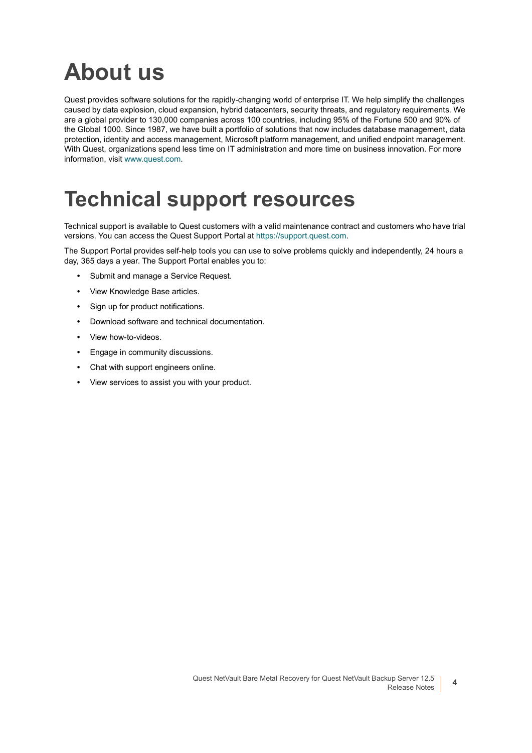# About us

Quest provides software solutions for the rapidly-changing world of enterprise IT. We help simplify the challenges caused by data explosion, cloud expansion, hybrid datacenters, security threats, and regulatory requirements. We are a global provider to 130,000 companies across 100 countries, including 95% of the Fortune 500 and 90% of the Global 1000. Since 1987, we have built a portfolio of solutions that now includes database management, data protection, identity and access management, Microsoft platform management, and unified endpoint management. With Quest, organizations spend less time on IT administration and more time on business innovation. For more information, visit www.quest.com.

# Technical support resources

Technical support is available to Quest customers with a valid maintenance contract and customers who have trial versions. You can access the Quest Support Portal at https://support.quest.com.

The Support Portal provides self-help tools you can use to solve problems quickly and independently, 24 hours a day, 365 days a year. The Support Portal enables you to:

- Submit and manage a Service Request.
- View Knowledge Base articles.
- Sign up for product notifications.
- Download software and technical documentation.
- View how-to-videos.
- Engage in community discussions.
- Chat with support engineers online.
- View services to assist you with your product.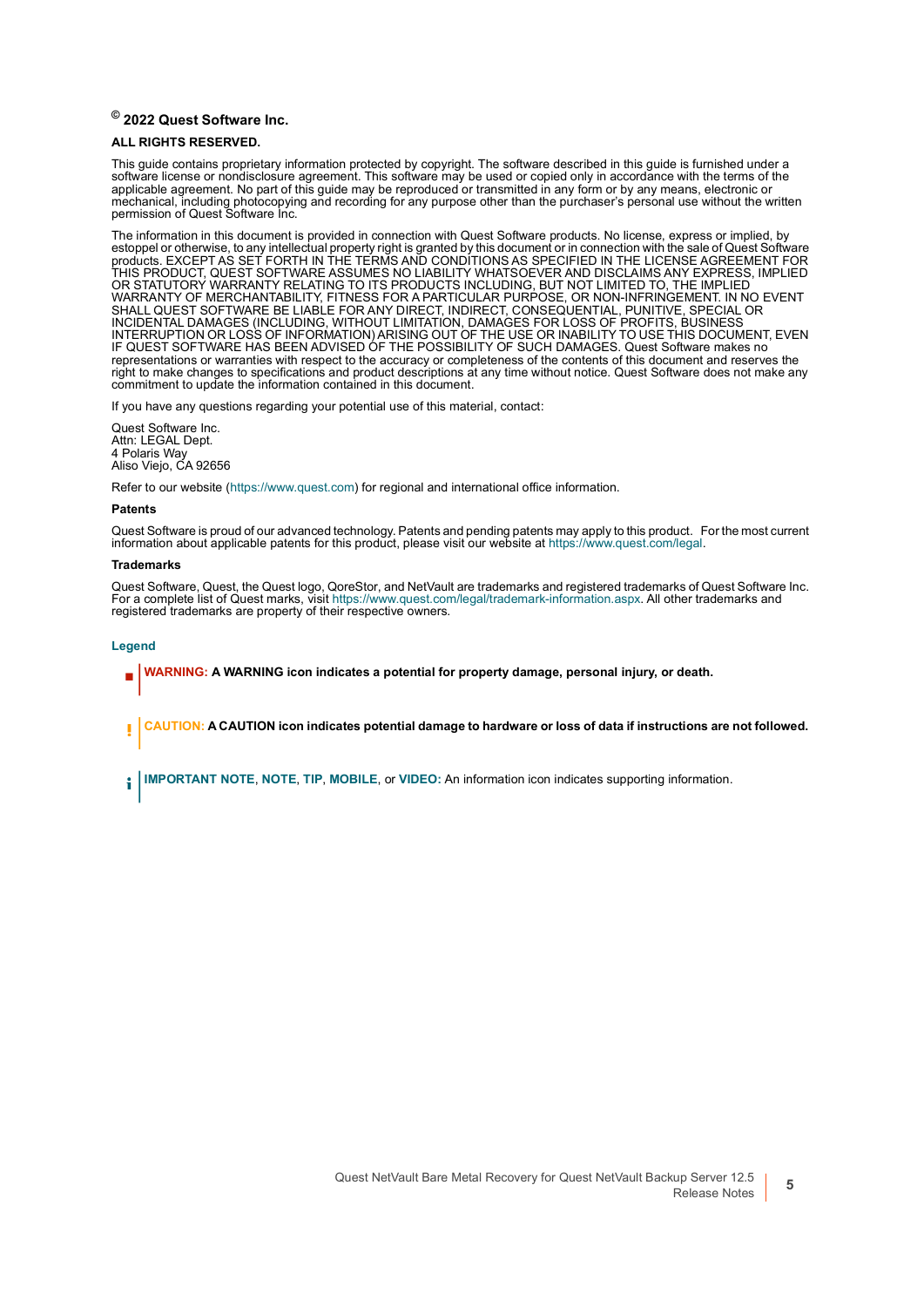**© 2022 Quest Software Inc.**

**ALL RIGHTS RESERVED.**

This guide contains proprietary information protected by copyright. The software described in this guide is furnished under a software license or nondisclosure agreement. This software may be used or copied only in accordance with the terms of the applicable agreement. No part of this guide may be reproduced or transmitted in any form or by any means, electronic or mechanical, including photocopying and recording for any purpose other than the purchaser's personal use without the written permission of Quest Software Inc.

The information in this document is provided in connection with Quest Software products. No license, express or implied, by estoppel or otherwise, to any intellectual property right is granted by this document or in connection with the sale of Quest Software products. EXCEPT AS SET FORTH IN THE TERMS AND CONDITIONS AS SPECIFIED IN THE LICENSE AGREEMENT FOR THIS PRODUCT, QUEST SOFTWARE ASSUMES NO LIABILITY WHATSOEVER AND DISCLAIMS ANY EXPRESS, IMPLIED OR STATUTORY WARRANTY RELATING TO ITS PRODUCTS INCLUDING, BUT NOT LIMITED TO, THE IMPLIED WARRANTY OF MERCHANTABILITY, FITNESS FOR A PARTICULAR PURPOSE, OR NON-INFRINGEMENT. IN NO EVENT SHALL QUEST SOFTWARE BE LIABLE FOR ANY DIRECT, INDIRECT, CONSEQUENTIAL, PUNITIVE, SPECIAL OR INCIDENTAL DAMAGES (INCLUDING, WITHOUT LIMITATION, DAMAGES FOR LOSS OF PROFITS, BUSINESS INTERRUPTION OR LOSS OF INFORMATION) ARISING OUT OF THE USE OR INABILITY TO USE THIS DOCUMENT, EVEN IF QUEST SOFTWARE HAS BEEN ADVISED OF THE POSSIBILITY OF SUCH DAMAGES. Quest Software makes no representations or warranties with respect to the accuracy or completeness of the contents of this document and reserves the right to make changes to specifications and product descriptions at any time without notice. Quest Software does not make any commitment to update the information contained in this document.

If you have any questions regarding your potential use of this material, contact:

Quest Software Inc.
Attn: LEGAL Dept.
4 Polaris Way
Aliso Viejo, CA 92656

Refer to our website (https://www.quest.com) for regional and international office information.

**Patents**

Quest Software is proud of our advanced technology. Patents and pending patents may apply to this product. For the most current information about applicable patents for this product, please visit our website at https://www.quest.com/legal.

**Trademarks**

Quest Software, Quest, the Quest logo, QoreStor, and NetVault are trademarks and registered trademarks of Quest Software Inc. For a complete list of Quest marks, visit https://www.quest.com/legal/trademark-information.aspx. All other trademarks and registered trademarks are property of their respective owners.

### Legend

**WARNING: A WARNING icon indicates a potential for property damage, personal injury, or death.**

**CAUTION: A CAUTION icon indicates potential damage to hardware or loss of data if instructions are not followed.**

**IMPORTANT NOTE**, **NOTE**, **TIP**, **MOBILE**, or **VIDEO:** An information icon indicates supporting information.